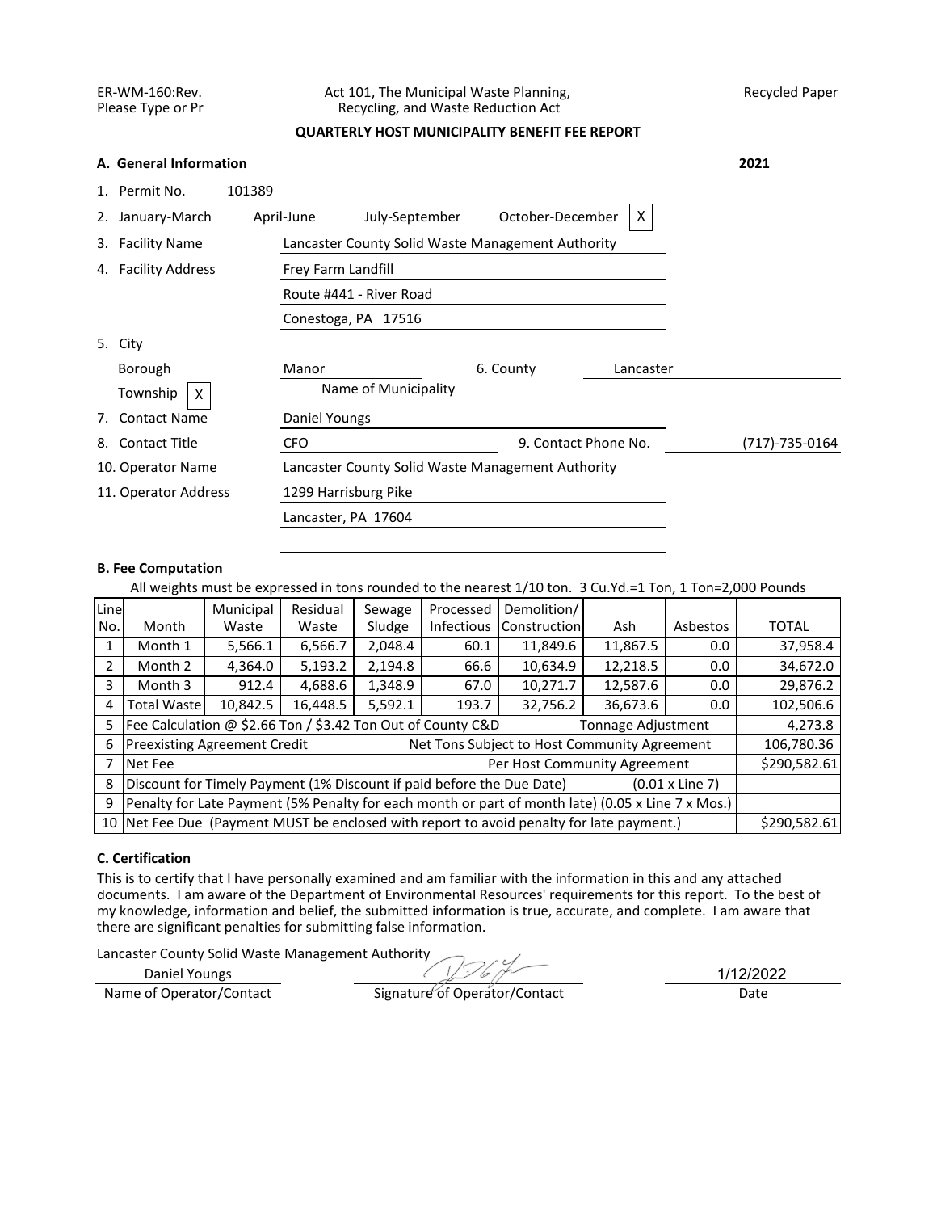ER-WM-160:Rev.
Please Type or Pr

Act 101, The Municipal Waste Planning,
Recycling, and Waste Reduction Act

Recycled Paper

**QUARTERLY HOST MUNICIPALITY BENEFIT FEE REPORT**

**A. General Information** **2021**

1. Permit No. 101389
2. January-March    April-June    July-September    October-December [X]
3. Facility Name: Lancaster County Solid Waste Management Authority
4. Facility Address: Frey Farm Landfill
   Route #441 - River Road
   Conestoga, PA 17516
5. City
   Borough: Manor    6. County: Lancaster
   Township [X]    Name of Municipality
7. Contact Name: Daniel Youngs
8. Contact Title: CFO    9. Contact Phone No. (717)-735-0164
10. Operator Name: Lancaster County Solid Waste Management Authority
11. Operator Address: 1299 Harrisburg Pike
    Lancaster, PA 17604

**B. Fee Computation**

All weights must be expressed in tons rounded to the nearest 1/10 ton. 3 Cu.Yd.=1 Ton, 1 Ton=2,000 Pounds

| Line No. | Month | Municipal Waste | Residual Waste | Sewage Sludge | Processed Infectious | Demolition/ Construction | Ash | Asbestos | TOTAL |
|---|---|---|---|---|---|---|---|---|---|
| 1 | Month 1 | 5,566.1 | 6,566.7 | 2,048.4 | 60.1 | 11,849.6 | 11,867.5 | 0.0 | 37,958.4 |
| 2 | Month 2 | 4,364.0 | 5,193.2 | 2,194.8 | 66.6 | 10,634.9 | 12,218.5 | 0.0 | 34,672.0 |
| 3 | Month 3 | 912.4 | 4,688.6 | 1,348.9 | 67.0 | 10,271.7 | 12,587.6 | 0.0 | 29,876.2 |
| 4 | Total Waste | 10,842.5 | 16,448.5 | 5,592.1 | 193.7 | 32,756.2 | 36,673.6 | 0.0 | 102,506.6 |
| 5 | Fee Calculation @ $2.66 Ton / $3.42 Ton Out of County C&D | | | | | Tonnage Adjustment | | | 4,273.8 |
| 6 | Preexisting Agreement Credit | | | | Net Tons Subject to Host Community Agreement | | | | 106,780.36 |
| 7 | Net Fee | | | | | Per Host Community Agreement | | | $290,582.61 |
| 8 | Discount for Timely Payment (1% Discount if paid before the Due Date) | | | | | | (0.01 x Line 7) | | |
| 9 | Penalty for Late Payment (5% Penalty for each month or part of month late) (0.05 x Line 7 x Mos.) | | | | | | | | |
| 10 | Net Fee Due (Payment MUST be enclosed with report to avoid penalty for late payment.) | | | | | | | | $290,582.61 |

**C. Certification**

This is to certify that I have personally examined and am familiar with the information in this and any attached documents. I am aware of the Department of Environmental Resources' requirements for this report. To the best of my knowledge, information and belief, the submitted information is true, accurate, and complete. I am aware that there are significant penalties for submitting false information.

Lancaster County Solid Waste Management Authority

| Daniel Youngs | [signature] | 1/12/2022 |
|---|---|---|
| Name of Operator/Contact | Signature of Operator/Contact | Date |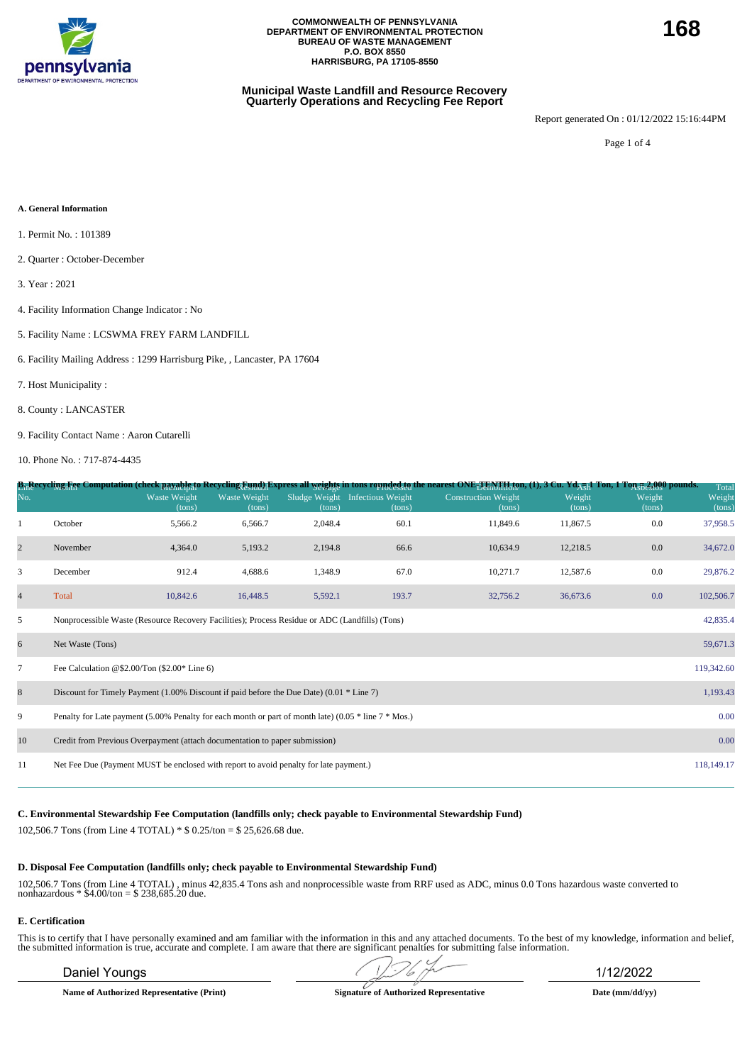COMMONWEALTH OF PENNSYLVANIA
DEPARTMENT OF ENVIRONMENTAL PROTECTION
BUREAU OF WASTE MANAGEMENT
P.O. BOX 8550
HARRISBURG, PA 17105-8550

**168**

## Municipal Waste Landfill and Resource Recovery Quarterly Operations and Recycling Fee Report

Report generated On : 01/12/2022 15:16:44PM

### A. General Information

1. Permit No. : 101389
2. Quarter : October-December
3. Year : 2021
4. Facility Information Change Indicator : No
5. Facility Name : LCSWMA FREY FARM LANDFILL
6. Facility Mailing Address : 1299 Harrisburg Pike, , Lancaster, PA 17604
7. Host Municipality :
8. County : LANCASTER
9. Facility Contact Name : Aaron Cutarelli
10. Phone No. : 717-874-4435

### B. Recycling Fee Computation (check payable to Recycling Fund) Express all weights in tons rounded to the nearest ONE-TENTH ton, (1), 3 Cu. Yd. = 1 Ton, 1 Ton = 2,000 pounds.

| Line No. | Month | Municipal Waste Weight (tons) | Residual Waste Weight (tons) | Sewage Sludge Weight (tons) | Processed Infectious Weight (tons) | Demolition Construction Weight (tons) | Ash Weight (tons) | Asbestos Weight (tons) | Total Weight (tons) |
|---|---|---|---|---|---|---|---|---|---|
| 1 | October | 5,566.2 | 6,566.7 | 2,048.4 | 60.1 | 11,849.6 | 11,867.5 | 0.0 | 37,958.5 |
| 2 | November | 4,364.0 | 5,193.2 | 2,194.8 | 66.6 | 10,634.9 | 12,218.5 | 0.0 | 34,672.0 |
| 3 | December | 912.4 | 4,688.6 | 1,348.9 | 67.0 | 10,271.7 | 12,587.6 | 0.0 | 29,876.2 |
| 4 | Total | 10,842.6 | 16,448.5 | 5,592.1 | 193.7 | 32,756.2 | 36,673.6 | 0.0 | 102,506.7 |
| 5 | Nonprocessible Waste (Resource Recovery Facilities); Process Residue or ADC (Landfills) (Tons) | | | | | | | | 42,835.4 |
| 6 | Net Waste (Tons) | | | | | | | | 59,671.3 |
| 7 | Fee Calculation @$2.00/Ton ($2.00* Line 6) | | | | | | | | 119,342.60 |
| 8 | Discount for Timely Payment (1.00% Discount if paid before the Due Date) (0.01 * Line 7) | | | | | | | | 1,193.43 |
| 9 | Penalty for Late payment (5.00% Penalty for each month or part of month late) (0.05 * line 7 * Mos.) | | | | | | | | 0.00 |
| 10 | Credit from Previous Overpayment (attach documentation to paper submission) | | | | | | | | 0.00 |
| 11 | Net Fee Due (Payment MUST be enclosed with report to avoid penalty for late payment.) | | | | | | | | 118,149.17 |

### C. Environmental Stewardship Fee Computation (landfills only; check payable to Environmental Stewardship Fund)

102,506.7 Tons (from Line 4 TOTAL) * $ 0.25/ton = $ 25,626.68 due.

### D. Disposal Fee Computation (landfills only; check payable to Environmental Stewardship Fund)

102,506.7 Tons (from Line 4 TOTAL) , minus 42,835.4 Tons ash and nonprocessible waste from RRF used as ADC, minus 0.0 Tons hazardous waste converted to nonhazardous * $4.00/ton = $ 238,685.20 due.

### E. Certification

This is to certify that I have personally examined and am familiar with the information in this and any attached documents. To the best of my knowledge, information and belief, the submitted information is true, accurate and complete. I am aware that there are significant penalties for submitting false information.

| Daniel Youngs | (signature) | 1/12/2022 |
|---|---|---|
| **Name of Authorized Representative (Print)** | **Signature of Authorized Representative** | **Date (mm/dd/yy)** |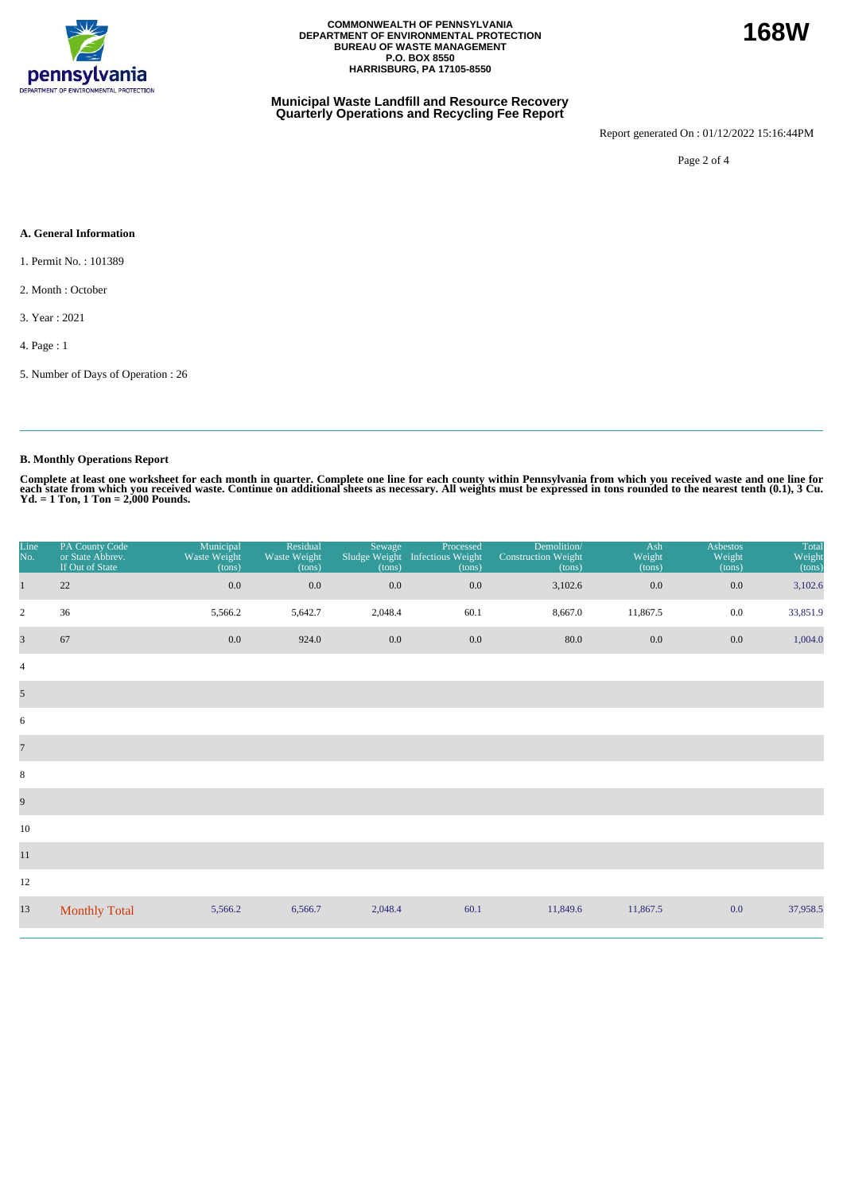COMMONWEALTH OF PENNSYLVANIA
DEPARTMENT OF ENVIRONMENTAL PROTECTION
BUREAU OF WASTE MANAGEMENT
P.O. BOX 8550
HARRISBURG, PA 17105-8550

**168W**

## Municipal Waste Landfill and Resource Recovery Quarterly Operations and Recycling Fee Report

Report generated On : 01/12/2022 15:16:44PM

### A. General Information

1. Permit No. : 101389
2. Month : October
3. Year : 2021
4. Page : 1
5. Number of Days of Operation : 26

### B. Monthly Operations Report

**Complete at least one worksheet for each month in quarter. Complete one line for each county within Pennsylvania from which you received waste and one line for each state from which you received waste. Continue on additional sheets as necessary. All weights must be expressed in tons rounded to the nearest tenth (0.1), 3 Cu. Yd. = 1 Ton, 1 Ton = 2,000 Pounds.**

| Line No. | PA County Code or State Abbrev. If Out of State | Municipal Waste Weight (tons) | Residual Waste Weight (tons) | Sewage Sludge Weight (tons) | Processed Infectious Weight (tons) | Demolition/ Construction Weight (tons) | Ash Weight (tons) | Asbestos Weight (tons) | Total Weight (tons) |
|---|---|---|---|---|---|---|---|---|---|
| 1 | 22 | 0.0 | 0.0 | 0.0 | 0.0 | 3,102.6 | 0.0 | 0.0 | 3,102.6 |
| 2 | 36 | 5,566.2 | 5,642.7 | 2,048.4 | 60.1 | 8,667.0 | 11,867.5 | 0.0 | 33,851.9 |
| 3 | 67 | 0.0 | 924.0 | 0.0 | 0.0 | 80.0 | 0.0 | 0.0 | 1,004.0 |
| 4 | | | | | | | | | |
| 5 | | | | | | | | | |
| 6 | | | | | | | | | |
| 7 | | | | | | | | | |
| 8 | | | | | | | | | |
| 9 | | | | | | | | | |
| 10 | | | | | | | | | |
| 11 | | | | | | | | | |
| 12 | | | | | | | | | |
| 13 | Monthly Total | 5,566.2 | 6,566.7 | 2,048.4 | 60.1 | 11,849.6 | 11,867.5 | 0.0 | 37,958.5 |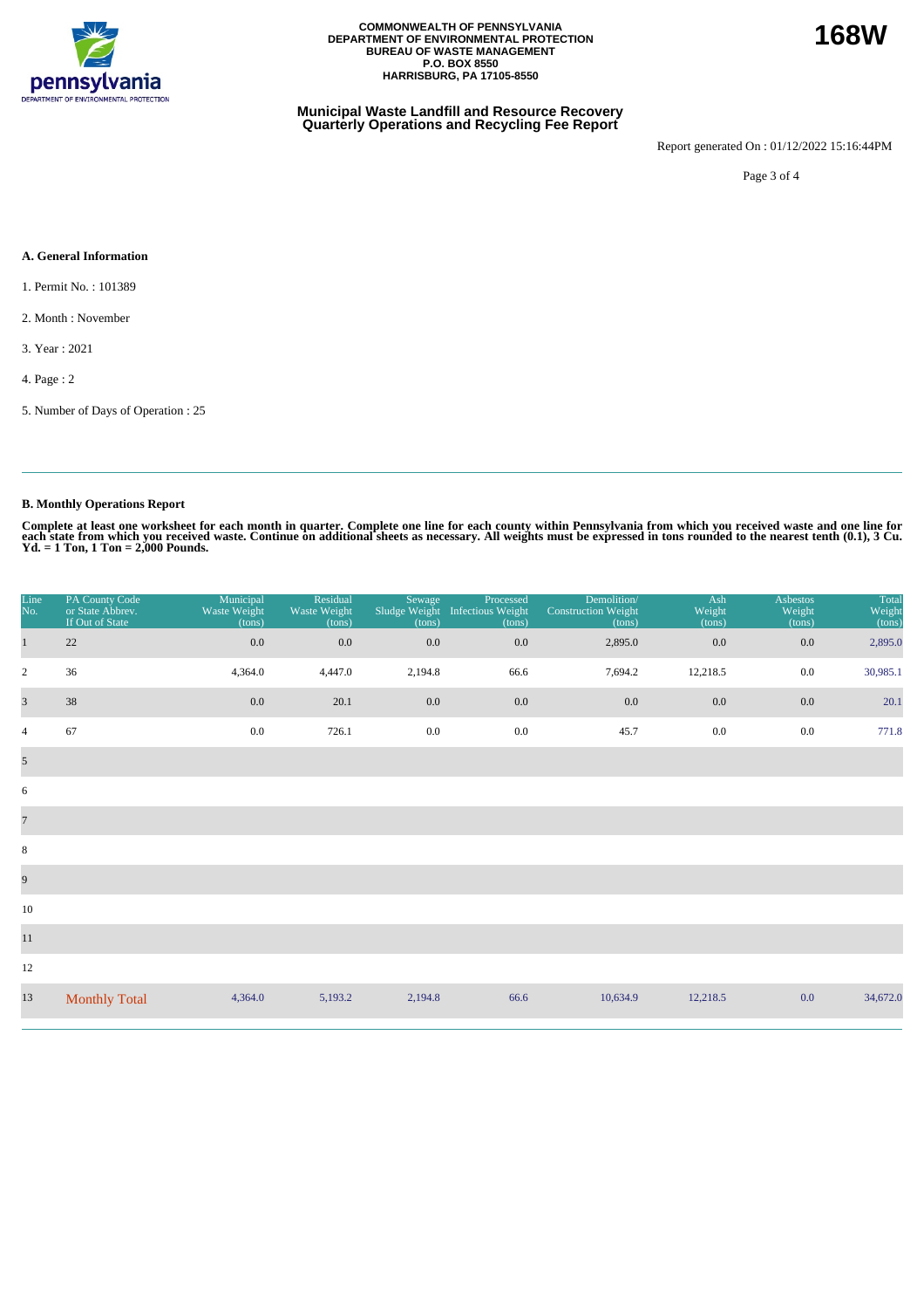COMMONWEALTH OF PENNSYLVANIA
DEPARTMENT OF ENVIRONMENTAL PROTECTION
BUREAU OF WASTE MANAGEMENT
P.O. BOX 8550
HARRISBURG, PA 17105-8550

**168W**

## Municipal Waste Landfill and Resource Recovery Quarterly Operations and Recycling Fee Report

Report generated On : 01/12/2022 15:16:44PM

### A. General Information

1. Permit No. : 101389

2. Month : November

3. Year : 2021

4. Page : 2

5. Number of Days of Operation : 25

### B. Monthly Operations Report

**Complete at least one worksheet for each month in quarter. Complete one line for each county within Pennsylvania from which you received waste and one line for each state from which you received waste. Continue on additional sheets as necessary. All weights must be expressed in tons rounded to the nearest tenth (0.1), 3 Cu. Yd. = 1 Ton, 1 Ton = 2,000 Pounds.**

| Line No. | PA County Code or State Abbrev. If Out of State | Municipal Waste Weight (tons) | Residual Waste Weight (tons) | Sewage Sludge Weight (tons) | Processed Infectious Weight (tons) | Demolition/ Construction Weight (tons) | Ash Weight (tons) | Asbestos Weight (tons) | Total Weight (tons) |
|---|---|---|---|---|---|---|---|---|---|
| 1 | 22 | 0.0 | 0.0 | 0.0 | 0.0 | 2,895.0 | 0.0 | 0.0 | 2,895.0 |
| 2 | 36 | 4,364.0 | 4,447.0 | 2,194.8 | 66.6 | 7,694.2 | 12,218.5 | 0.0 | 30,985.1 |
| 3 | 38 | 0.0 | 20.1 | 0.0 | 0.0 | 0.0 | 0.0 | 0.0 | 20.1 |
| 4 | 67 | 0.0 | 726.1 | 0.0 | 0.0 | 45.7 | 0.0 | 0.0 | 771.8 |
| 5 | | | | | | | | | |
| 6 | | | | | | | | | |
| 7 | | | | | | | | | |
| 8 | | | | | | | | | |
| 9 | | | | | | | | | |
| 10 | | | | | | | | | |
| 11 | | | | | | | | | |
| 12 | | | | | | | | | |
| 13 | Monthly Total | 4,364.0 | 5,193.2 | 2,194.8 | 66.6 | 10,634.9 | 12,218.5 | 0.0 | 34,672.0 |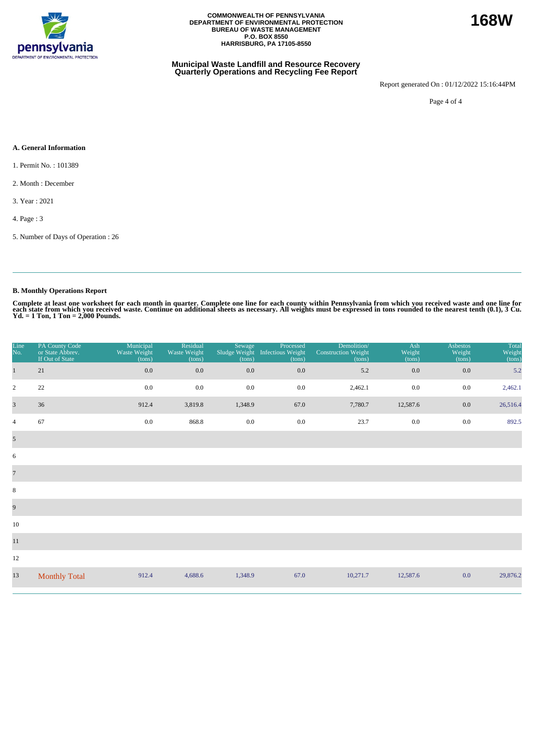COMMONWEALTH OF PENNSYLVANIA
DEPARTMENT OF ENVIRONMENTAL PROTECTION
BUREAU OF WASTE MANAGEMENT
P.O. BOX 8550
HARRISBURG, PA 17105-8550

**168W**

**Municipal Waste Landfill and Resource Recovery Quarterly Operations and Recycling Fee Report**

Report generated On : 01/12/2022 15:16:44PM

### A. General Information

1. Permit No. : 101389

2. Month : December

3. Year : 2021

4. Page : 3

5. Number of Days of Operation : 26

### B. Monthly Operations Report

**Complete at least one worksheet for each month in quarter. Complete one line for each county within Pennsylvania from which you received waste and one line for each state from which you received waste. Continue on additional sheets as necessary. All weights must be expressed in tons rounded to the nearest tenth (0.1), 3 Cu. Yd. = 1 Ton, 1 Ton = 2,000 Pounds.**

| Line No. | PA County Code or State Abbrev. If Out of State | Municipal Waste Weight (tons) | Residual Waste Weight (tons) | Sewage Sludge Weight (tons) | Processed Infectious Weight (tons) | Demolition/ Construction Weight (tons) | Ash Weight (tons) | Asbestos Weight (tons) | Total Weight (tons) |
|---|---|---|---|---|---|---|---|---|---|
| 1 | 21 | 0.0 | 0.0 | 0.0 | 0.0 | 5.2 | 0.0 | 0.0 | 5.2 |
| 2 | 22 | 0.0 | 0.0 | 0.0 | 0.0 | 2,462.1 | 0.0 | 0.0 | 2,462.1 |
| 3 | 36 | 912.4 | 3,819.8 | 1,348.9 | 67.0 | 7,780.7 | 12,587.6 | 0.0 | 26,516.4 |
| 4 | 67 | 0.0 | 868.8 | 0.0 | 0.0 | 23.7 | 0.0 | 0.0 | 892.5 |
| 5 | | | | | | | | | |
| 6 | | | | | | | | | |
| 7 | | | | | | | | | |
| 8 | | | | | | | | | |
| 9 | | | | | | | | | |
| 10 | | | | | | | | | |
| 11 | | | | | | | | | |
| 12 | | | | | | | | | |
| 13 | Monthly Total | 912.4 | 4,688.6 | 1,348.9 | 67.0 | 10,271.7 | 12,587.6 | 0.0 | 29,876.2 |